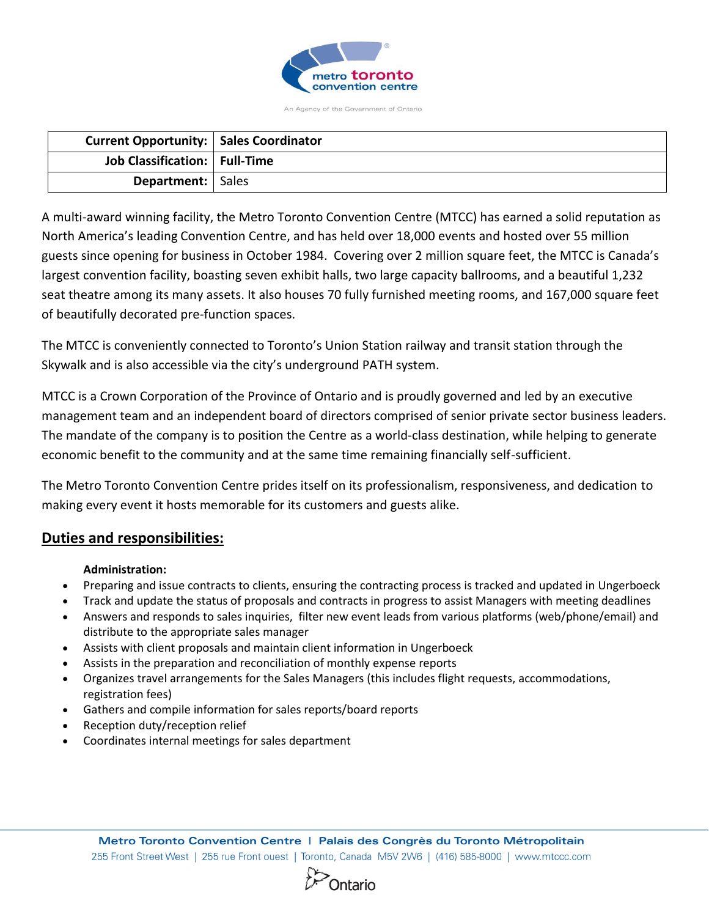| Current Opportunity: | Sales Coordinator |
|---|---|
| Job Classification: | Full-Time |
| Department: | Sales |

A multi-award winning facility, the Metro Toronto Convention Centre (MTCC) has earned a solid reputation as North America's leading Convention Centre, and has held over 18,000 events and hosted over 55 million guests since opening for business in October 1984. Covering over 2 million square feet, the MTCC is Canada's largest convention facility, boasting seven exhibit halls, two large capacity ballrooms, and a beautiful 1,232 seat theatre among its many assets. It also houses 70 fully furnished meeting rooms, and 167,000 square feet of beautifully decorated pre-function spaces.

The MTCC is conveniently connected to Toronto's Union Station railway and transit station through the Skywalk and is also accessible via the city's underground PATH system.

MTCC is a Crown Corporation of the Province of Ontario and is proudly governed and led by an executive management team and an independent board of directors comprised of senior private sector business leaders. The mandate of the company is to position the Centre as a world-class destination, while helping to generate economic benefit to the community and at the same time remaining financially self-sufficient.

The Metro Toronto Convention Centre prides itself on its professionalism, responsiveness, and dedication to making every event it hosts memorable for its customers and guests alike.

## Duties and responsibilities:

**Administration:**

- Preparing and issue contracts to clients, ensuring the contracting process is tracked and updated in Ungerboeck
- Track and update the status of proposals and contracts in progress to assist Managers with meeting deadlines
- Answers and responds to sales inquiries, filter new event leads from various platforms (web/phone/email) and distribute to the appropriate sales manager
- Assists with client proposals and maintain client information in Ungerboeck
- Assists in the preparation and reconciliation of monthly expense reports
- Organizes travel arrangements for the Sales Managers (this includes flight requests, accommodations, registration fees)
- Gathers and compile information for sales reports/board reports
- Reception duty/reception relief
- Coordinates internal meetings for sales department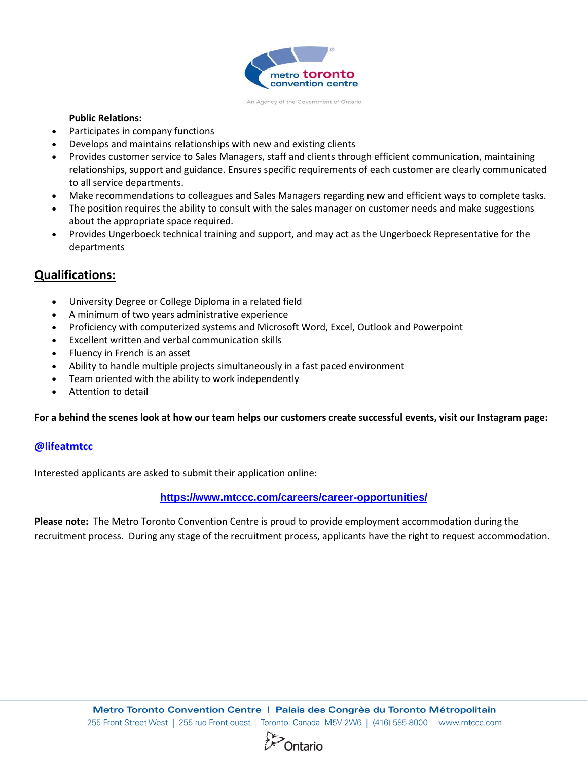**Public Relations:**

- Participates in company functions
- Develops and maintains relationships with new and existing clients
- Provides customer service to Sales Managers, staff and clients through efficient communication, maintaining relationships, support and guidance. Ensures specific requirements of each customer are clearly communicated to all service departments.
- Make recommendations to colleagues and Sales Managers regarding new and efficient ways to complete tasks.
- The position requires the ability to consult with the sales manager on customer needs and make suggestions about the appropriate space required.
- Provides Ungerboeck technical training and support, and may act as the Ungerboeck Representative for the departments

## Qualifications:

- University Degree or College Diploma in a related field
- A minimum of two years administrative experience
- Proficiency with computerized systems and Microsoft Word, Excel, Outlook and Powerpoint
- Excellent written and verbal communication skills
- Fluency in French is an asset
- Ability to handle multiple projects simultaneously in a fast paced environment
- Team oriented with the ability to work independently
- Attention to detail

**For a behind the scenes look at how our team helps our customers create successful events, visit our Instagram page:**

**@lifeatmtcc**

Interested applicants are asked to submit their application online:

**https://www.mtccc.com/careers/career-opportunities/**

**Please note:** The Metro Toronto Convention Centre is proud to provide employment accommodation during the recruitment process. During any stage of the recruitment process, applicants have the right to request accommodation.